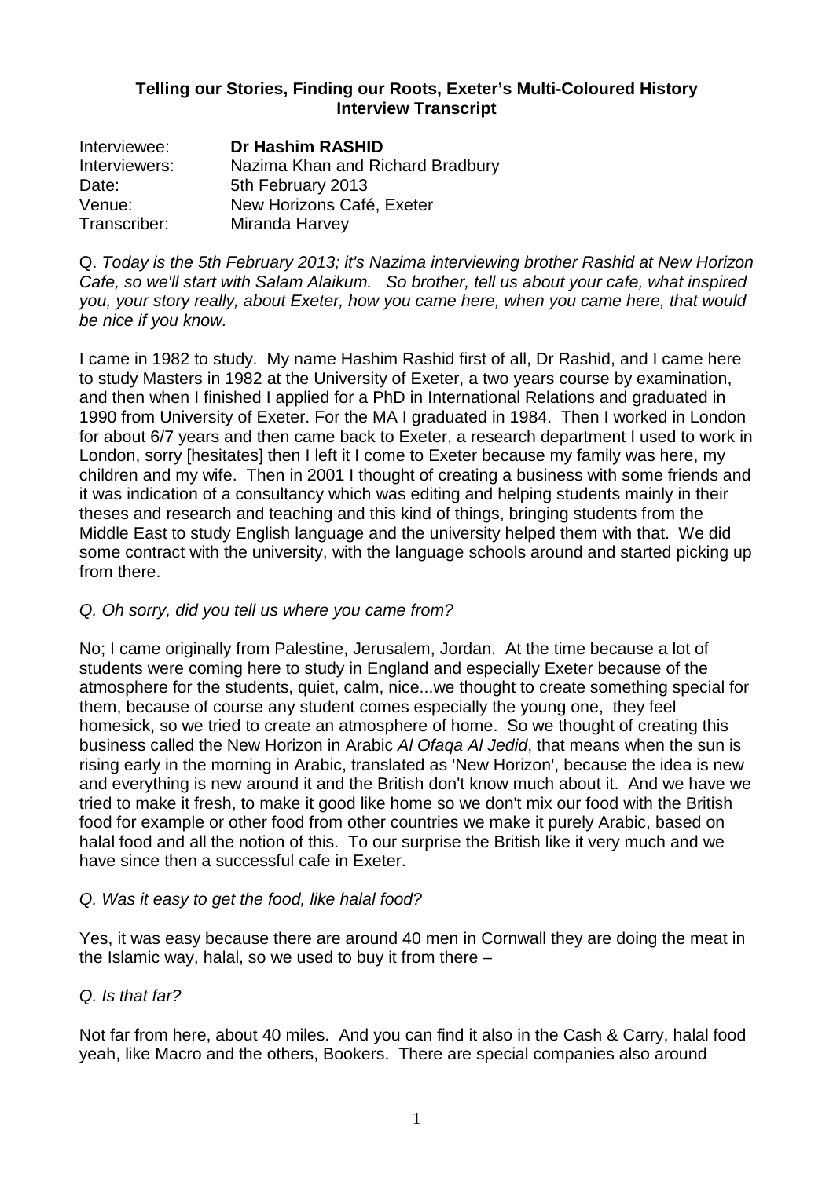**Telling our Stories, Finding our Roots, Exeter's Multi-Coloured History**
**Interview Transcript**

Interviewee: **Dr Hashim RASHID**
Interviewers: Nazima Khan and Richard Bradbury
Date: 5th February 2013
Venue: New Horizons Café, Exeter
Transcriber: Miranda Harvey

Q. *Today is the 5th February 2013; it's Nazima interviewing brother Rashid at New Horizon Cafe, so we'll start with Salam Alaikum. So brother, tell us about your cafe, what inspired you, your story really, about Exeter, how you came here, when you came here, that would be nice if you know.*

I came in 1982 to study. My name Hashim Rashid first of all, Dr Rashid, and I came here to study Masters in 1982 at the University of Exeter, a two years course by examination, and then when I finished I applied for a PhD in International Relations and graduated in 1990 from University of Exeter. For the MA I graduated in 1984. Then I worked in London for about 6/7 years and then came back to Exeter, a research department I used to work in London, sorry [hesitates] then I left it I come to Exeter because my family was here, my children and my wife. Then in 2001 I thought of creating a business with some friends and it was indication of a consultancy which was editing and helping students mainly in their theses and research and teaching and this kind of things, bringing students from the Middle East to study English language and the university helped them with that. We did some contract with the university, with the language schools around and started picking up from there.

*Q. Oh sorry, did you tell us where you came from?*

No; I came originally from Palestine, Jerusalem, Jordan. At the time because a lot of students were coming here to study in England and especially Exeter because of the atmosphere for the students, quiet, calm, nice...we thought to create something special for them, because of course any student comes especially the young one, they feel homesick, so we tried to create an atmosphere of home. So we thought of creating this business called the New Horizon in Arabic *Al Ofaqa Al Jedid*, that means when the sun is rising early in the morning in Arabic, translated as 'New Horizon', because the idea is new and everything is new around it and the British don't know much about it. And we have we tried to make it fresh, to make it good like home so we don't mix our food with the British food for example or other food from other countries we make it purely Arabic, based on halal food and all the notion of this. To our surprise the British like it very much and we have since then a successful cafe in Exeter.

*Q. Was it easy to get the food, like halal food?*

Yes, it was easy because there are around 40 men in Cornwall they are doing the meat in the Islamic way, halal, so we used to buy it from there –

*Q. Is that far?*

Not far from here, about 40 miles. And you can find it also in the Cash & Carry, halal food yeah, like Macro and the others, Bookers. There are special companies also around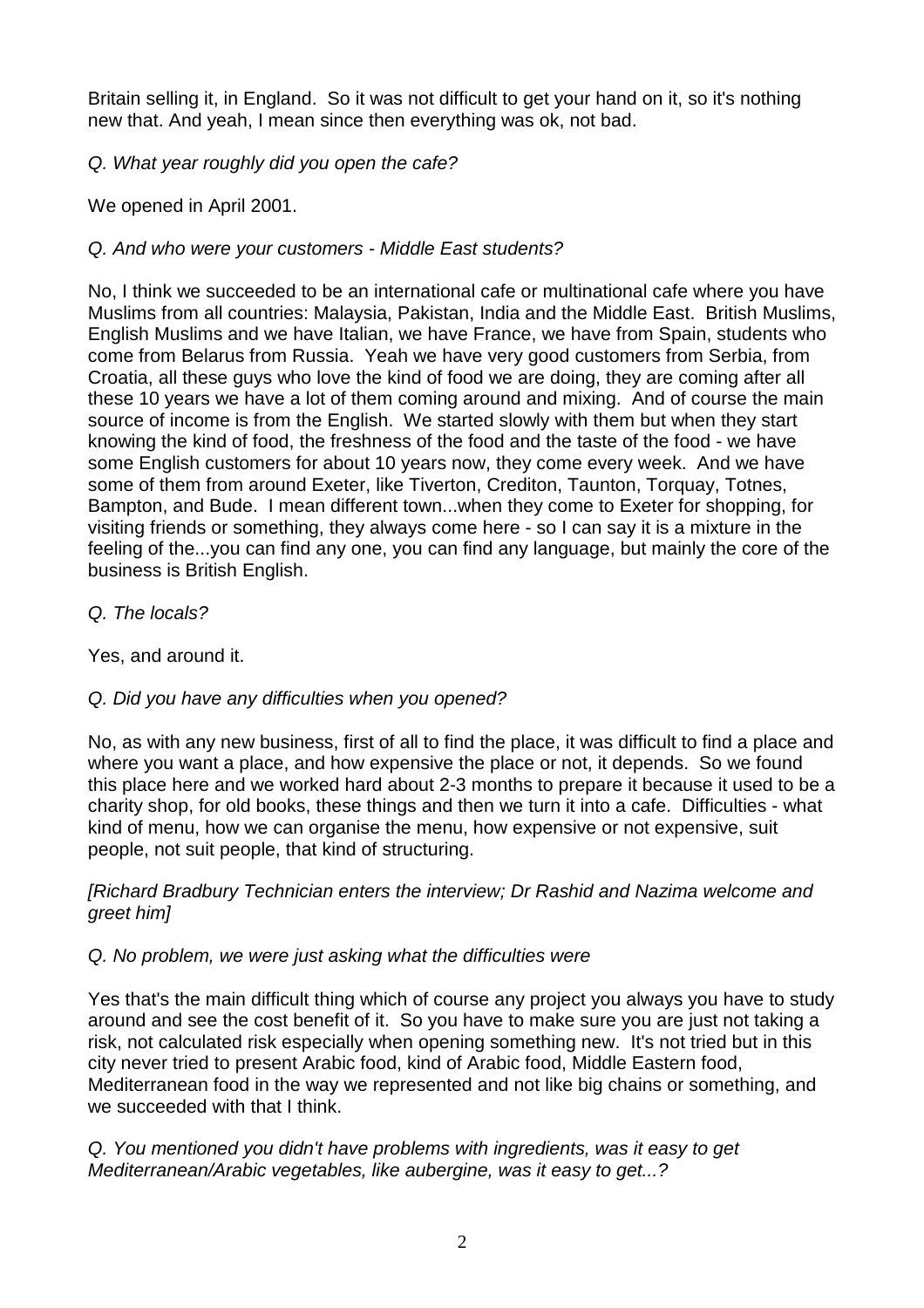Britain selling it, in England. So it was not difficult to get your hand on it, so it's nothing new that. And yeah, I mean since then everything was ok, not bad.

*Q. What year roughly did you open the cafe?*

We opened in April 2001.

*Q. And who were your customers - Middle East students?*

No, I think we succeeded to be an international cafe or multinational cafe where you have Muslims from all countries: Malaysia, Pakistan, India and the Middle East. British Muslims, English Muslims and we have Italian, we have France, we have from Spain, students who come from Belarus from Russia. Yeah we have very good customers from Serbia, from Croatia, all these guys who love the kind of food we are doing, they are coming after all these 10 years we have a lot of them coming around and mixing. And of course the main source of income is from the English. We started slowly with them but when they start knowing the kind of food, the freshness of the food and the taste of the food - we have some English customers for about 10 years now, they come every week. And we have some of them from around Exeter, like Tiverton, Crediton, Taunton, Torquay, Totnes, Bampton, and Bude. I mean different town...when they come to Exeter for shopping, for visiting friends or something, they always come here - so I can say it is a mixture in the feeling of the...you can find any one, you can find any language, but mainly the core of the business is British English.

*Q. The locals?*

Yes, and around it.

*Q. Did you have any difficulties when you opened?*

No, as with any new business, first of all to find the place, it was difficult to find a place and where you want a place, and how expensive the place or not, it depends. So we found this place here and we worked hard about 2-3 months to prepare it because it used to be a charity shop, for old books, these things and then we turn it into a cafe. Difficulties - what kind of menu, how we can organise the menu, how expensive or not expensive, suit people, not suit people, that kind of structuring.

*[Richard Bradbury Technician enters the interview; Dr Rashid and Nazima welcome and greet him]*

*Q. No problem, we were just asking what the difficulties were*

Yes that's the main difficult thing which of course any project you always you have to study around and see the cost benefit of it. So you have to make sure you are just not taking a risk, not calculated risk especially when opening something new. It's not tried but in this city never tried to present Arabic food, kind of Arabic food, Middle Eastern food, Mediterranean food in the way we represented and not like big chains or something, and we succeeded with that I think.

*Q. You mentioned you didn't have problems with ingredients, was it easy to get Mediterranean/Arabic vegetables, like aubergine, was it easy to get...?*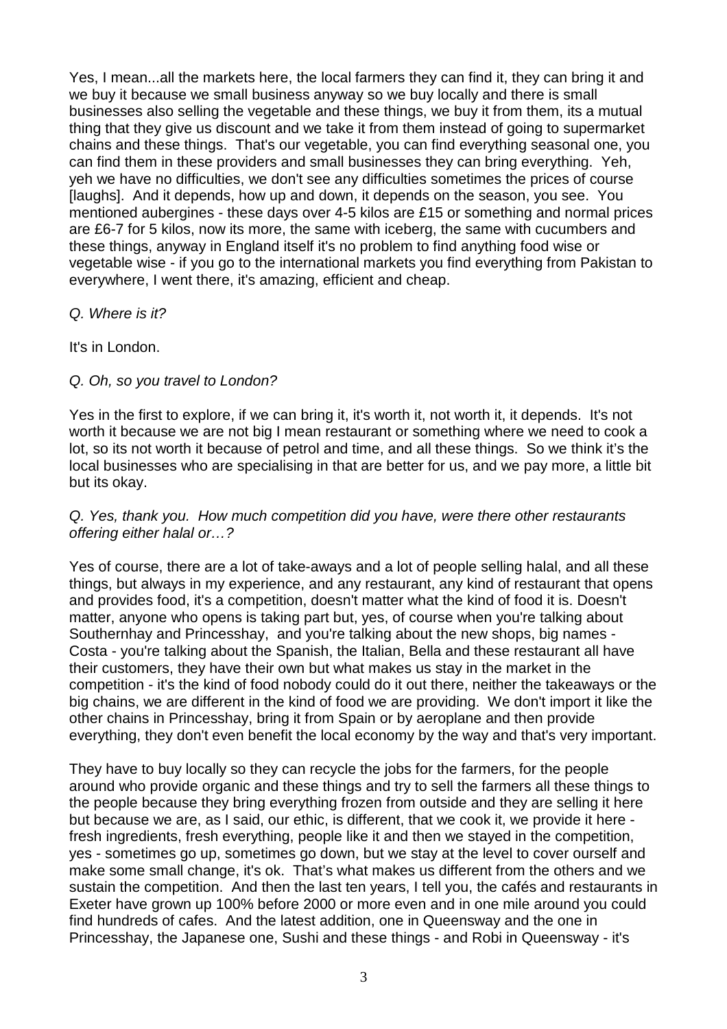Yes, I mean...all the markets here, the local farmers they can find it, they can bring it and we buy it because we small business anyway so we buy locally and there is small businesses also selling the vegetable and these things, we buy it from them, its a mutual thing that they give us discount and we take it from them instead of going to supermarket chains and these things. That's our vegetable, you can find everything seasonal one, you can find them in these providers and small businesses they can bring everything. Yeh, yeh we have no difficulties, we don't see any difficulties sometimes the prices of course [laughs]. And it depends, how up and down, it depends on the season, you see. You mentioned aubergines - these days over 4-5 kilos are £15 or something and normal prices are £6-7 for 5 kilos, now its more, the same with iceberg, the same with cucumbers and these things, anyway in England itself it's no problem to find anything food wise or vegetable wise - if you go to the international markets you find everything from Pakistan to everywhere, I went there, it's amazing, efficient and cheap.

*Q. Where is it?*

It's in London.

*Q. Oh, so you travel to London?*

Yes in the first to explore, if we can bring it, it's worth it, not worth it, it depends. It's not worth it because we are not big I mean restaurant or something where we need to cook a lot, so its not worth it because of petrol and time, and all these things. So we think it's the local businesses who are specialising in that are better for us, and we pay more, a little bit but its okay.

*Q. Yes, thank you. How much competition did you have, were there other restaurants offering either halal or…?*

Yes of course, there are a lot of take-aways and a lot of people selling halal, and all these things, but always in my experience, and any restaurant, any kind of restaurant that opens and provides food, it's a competition, doesn't matter what the kind of food it is. Doesn't matter, anyone who opens is taking part but, yes, of course when you're talking about Southernhay and Princesshay, and you're talking about the new shops, big names - Costa - you're talking about the Spanish, the Italian, Bella and these restaurant all have their customers, they have their own but what makes us stay in the market in the competition - it's the kind of food nobody could do it out there, neither the takeaways or the big chains, we are different in the kind of food we are providing. We don't import it like the other chains in Princesshay, bring it from Spain or by aeroplane and then provide everything, they don't even benefit the local economy by the way and that's very important.

They have to buy locally so they can recycle the jobs for the farmers, for the people around who provide organic and these things and try to sell the farmers all these things to the people because they bring everything frozen from outside and they are selling it here but because we are, as I said, our ethic, is different, that we cook it, we provide it here - fresh ingredients, fresh everything, people like it and then we stayed in the competition, yes - sometimes go up, sometimes go down, but we stay at the level to cover ourself and make some small change, it's ok. That's what makes us different from the others and we sustain the competition. And then the last ten years, I tell you, the cafés and restaurants in Exeter have grown up 100% before 2000 or more even and in one mile around you could find hundreds of cafes. And the latest addition, one in Queensway and the one in Princesshay, the Japanese one, Sushi and these things - and Robi in Queensway - it's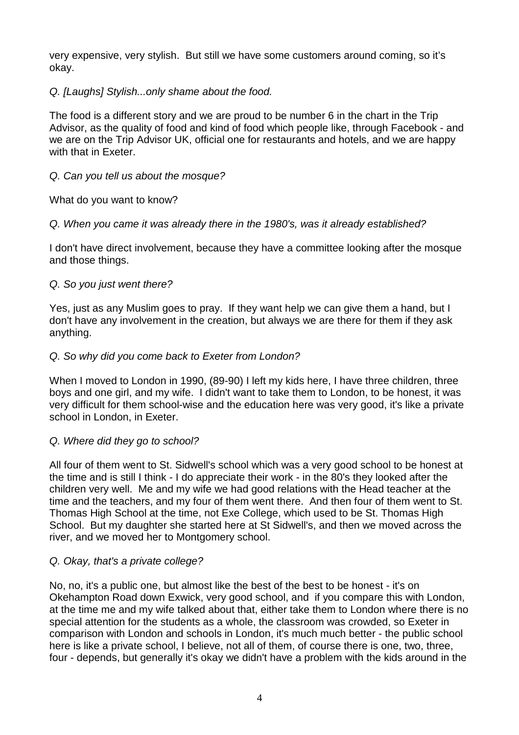very expensive, very stylish. But still we have some customers around coming, so it's okay.

*Q. [Laughs] Stylish...only shame about the food.*

The food is a different story and we are proud to be number 6 in the chart in the Trip Advisor, as the quality of food and kind of food which people like, through Facebook - and we are on the Trip Advisor UK, official one for restaurants and hotels, and we are happy with that in Exeter.

*Q. Can you tell us about the mosque?*

What do you want to know?

*Q. When you came it was already there in the 1980's, was it already established?*

I don't have direct involvement, because they have a committee looking after the mosque and those things.

*Q. So you just went there?*

Yes, just as any Muslim goes to pray. If they want help we can give them a hand, but I don't have any involvement in the creation, but always we are there for them if they ask anything.

*Q. So why did you come back to Exeter from London?*

When I moved to London in 1990, (89-90) I left my kids here, I have three children, three boys and one girl, and my wife. I didn't want to take them to London, to be honest, it was very difficult for them school-wise and the education here was very good, it's like a private school in London, in Exeter.

*Q. Where did they go to school?*

All four of them went to St. Sidwell's school which was a very good school to be honest at the time and is still I think - I do appreciate their work - in the 80's they looked after the children very well. Me and my wife we had good relations with the Head teacher at the time and the teachers, and my four of them went there. And then four of them went to St. Thomas High School at the time, not Exe College, which used to be St. Thomas High School. But my daughter she started here at St Sidwell's, and then we moved across the river, and we moved her to Montgomery school.

*Q. Okay, that's a private college?*

No, no, it's a public one, but almost like the best of the best to be honest - it's on Okehampton Road down Exwick, very good school, and if you compare this with London, at the time me and my wife talked about that, either take them to London where there is no special attention for the students as a whole, the classroom was crowded, so Exeter in comparison with London and schools in London, it's much much better - the public school here is like a private school, I believe, not all of them, of course there is one, two, three, four - depends, but generally it's okay we didn't have a problem with the kids around in the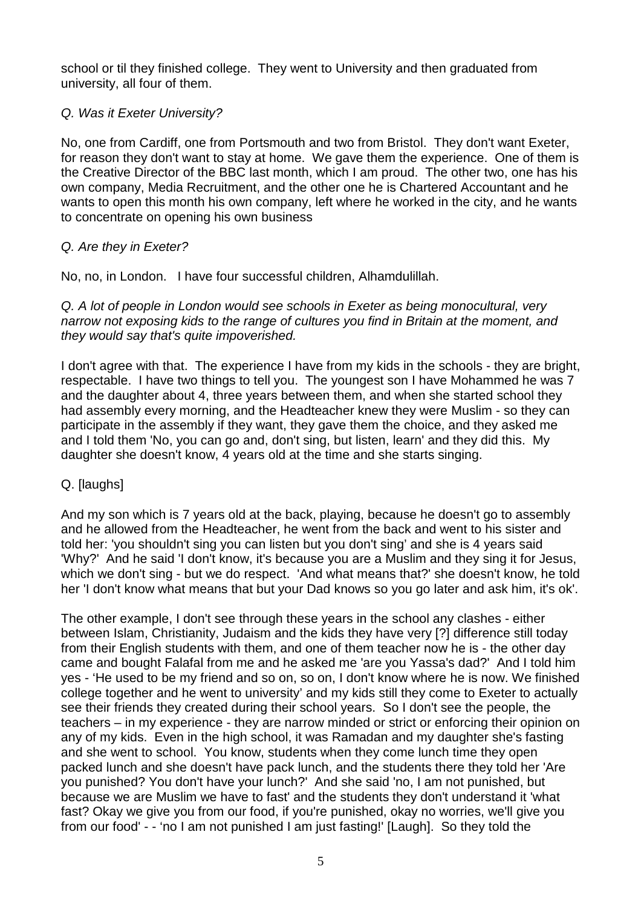school or til they finished college. They went to University and then graduated from university, all four of them.

*Q. Was it Exeter University?*

No, one from Cardiff, one from Portsmouth and two from Bristol. They don't want Exeter, for reason they don't want to stay at home. We gave them the experience. One of them is the Creative Director of the BBC last month, which I am proud. The other two, one has his own company, Media Recruitment, and the other one he is Chartered Accountant and he wants to open this month his own company, left where he worked in the city, and he wants to concentrate on opening his own business

*Q. Are they in Exeter?*

No, no, in London. I have four successful children, Alhamdulillah.

*Q. A lot of people in London would see schools in Exeter as being monocultural, very narrow not exposing kids to the range of cultures you find in Britain at the moment, and they would say that's quite impoverished.*

I don't agree with that. The experience I have from my kids in the schools - they are bright, respectable. I have two things to tell you. The youngest son I have Mohammed he was 7 and the daughter about 4, three years between them, and when she started school they had assembly every morning, and the Headteacher knew they were Muslim - so they can participate in the assembly if they want, they gave them the choice, and they asked me and I told them 'No, you can go and, don't sing, but listen, learn' and they did this. My daughter she doesn't know, 4 years old at the time and she starts singing.

Q. [laughs]

And my son which is 7 years old at the back, playing, because he doesn't go to assembly and he allowed from the Headteacher, he went from the back and went to his sister and told her: 'you shouldn't sing you can listen but you don't sing' and she is 4 years said 'Why?' And he said 'I don't know, it's because you are a Muslim and they sing it for Jesus, which we don't sing - but we do respect. 'And what means that?' she doesn't know, he told her 'I don't know what means that but your Dad knows so you go later and ask him, it's ok'.

The other example, I don't see through these years in the school any clashes - either between Islam, Christianity, Judaism and the kids they have very [?] difference still today from their English students with them, and one of them teacher now he is - the other day came and bought Falafal from me and he asked me 'are you Yassa's dad?' And I told him yes - 'He used to be my friend and so on, so on, I don't know where he is now. We finished college together and he went to university' and my kids still they come to Exeter to actually see their friends they created during their school years. So I don't see the people, the teachers – in my experience - they are narrow minded or strict or enforcing their opinion on any of my kids. Even in the high school, it was Ramadan and my daughter she's fasting and she went to school. You know, students when they come lunch time they open packed lunch and she doesn't have pack lunch, and the students there they told her 'Are you punished? You don't have your lunch?' And she said 'no, I am not punished, but because we are Muslim we have to fast' and the students they don't understand it 'what fast? Okay we give you from our food, if you're punished, okay no worries, we'll give you from our food' - - 'no I am not punished I am just fasting!' [Laugh]. So they told the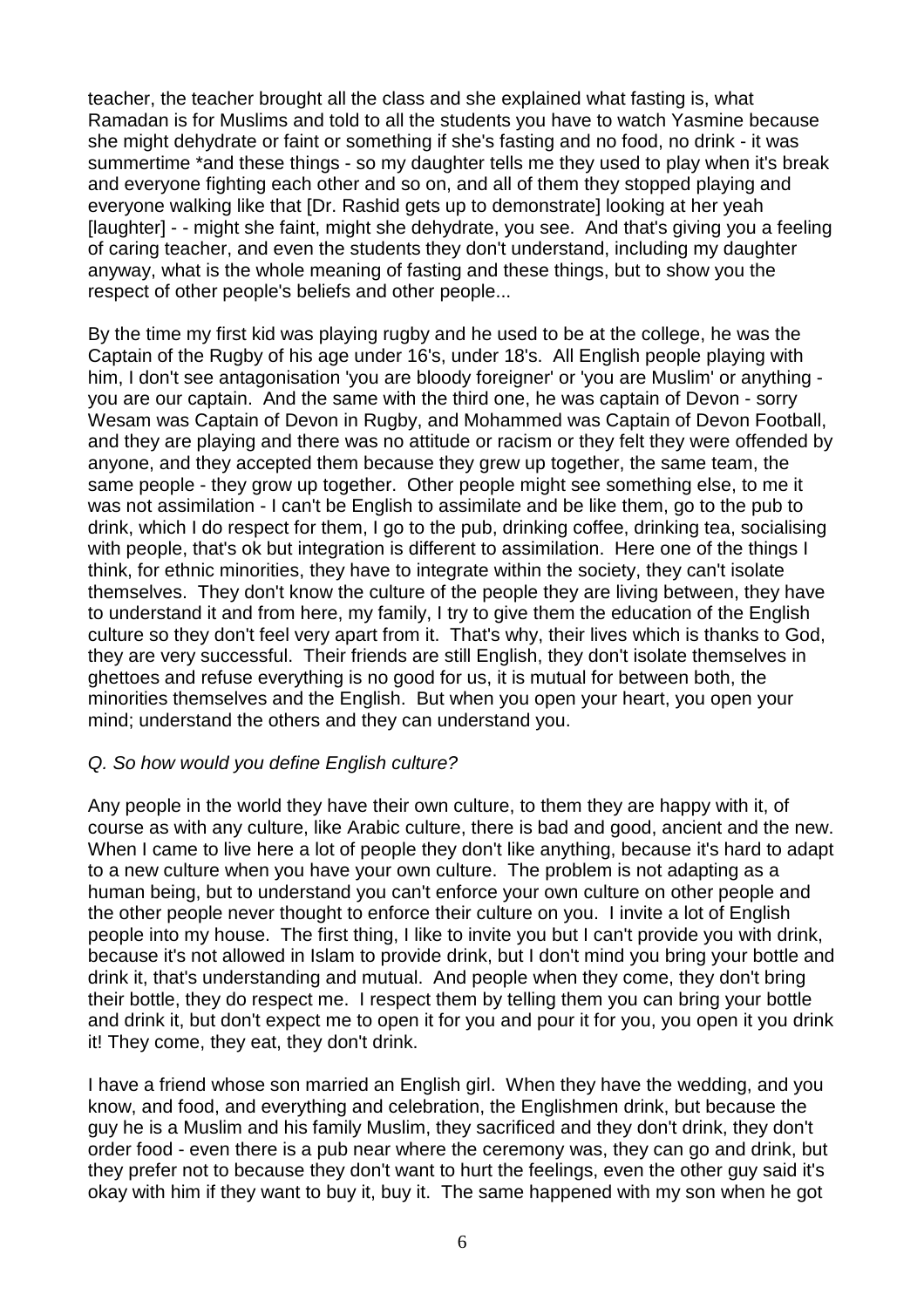teacher, the teacher brought all the class and she explained what fasting is, what Ramadan is for Muslims and told to all the students you have to watch Yasmine because she might dehydrate or faint or something if she's fasting and no food, no drink - it was summertime *and these things - so my daughter tells me they used to play when it's break and everyone fighting each other and so on, and all of them they stopped playing and everyone walking like that [Dr. Rashid gets up to demonstrate] looking at her yeah [laughter] - - might she faint, might she dehydrate, you see. And that's giving you a feeling of caring teacher, and even the students they don't understand, including my daughter anyway, what is the whole meaning of fasting and these things, but to show you the respect of other people's beliefs and other people...

By the time my first kid was playing rugby and he used to be at the college, he was the Captain of the Rugby of his age under 16's, under 18's. All English people playing with him, I don't see antagonisation 'you are bloody foreigner' or 'you are Muslim' or anything - you are our captain. And the same with the third one, he was captain of Devon - sorry Wesam was Captain of Devon in Rugby, and Mohammed was Captain of Devon Football, and they are playing and there was no attitude or racism or they felt they were offended by anyone, and they accepted them because they grew up together, the same team, the same people - they grow up together. Other people might see something else, to me it was not assimilation - I can't be English to assimilate and be like them, go to the pub to drink, which I do respect for them, I go to the pub, drinking coffee, drinking tea, socialising with people, that's ok but integration is different to assimilation. Here one of the things I think, for ethnic minorities, they have to integrate within the society, they can't isolate themselves. They don't know the culture of the people they are living between, they have to understand it and from here, my family, I try to give them the education of the English culture so they don't feel very apart from it. That's why, their lives which is thanks to God, they are very successful. Their friends are still English, they don't isolate themselves in ghettoes and refuse everything is no good for us, it is mutual for between both, the minorities themselves and the English. But when you open your heart, you open your mind; understand the others and they can understand you.

*Q. So how would you define English culture?*

Any people in the world they have their own culture, to them they are happy with it, of course as with any culture, like Arabic culture, there is bad and good, ancient and the new. When I came to live here a lot of people they don't like anything, because it's hard to adapt to a new culture when you have your own culture. The problem is not adapting as a human being, but to understand you can't enforce your own culture on other people and the other people never thought to enforce their culture on you. I invite a lot of English people into my house. The first thing, I like to invite you but I can't provide you with drink, because it's not allowed in Islam to provide drink, but I don't mind you bring your bottle and drink it, that's understanding and mutual. And people when they come, they don't bring their bottle, they do respect me. I respect them by telling them you can bring your bottle and drink it, but don't expect me to open it for you and pour it for you, you open it you drink it! They come, they eat, they don't drink.

I have a friend whose son married an English girl. When they have the wedding, and you know, and food, and everything and celebration, the Englishmen drink, but because the guy he is a Muslim and his family Muslim, they sacrificed and they don't drink, they don't order food - even there is a pub near where the ceremony was, they can go and drink, but they prefer not to because they don't want to hurt the feelings, even the other guy said it's okay with him if they want to buy it, buy it. The same happened with my son when he got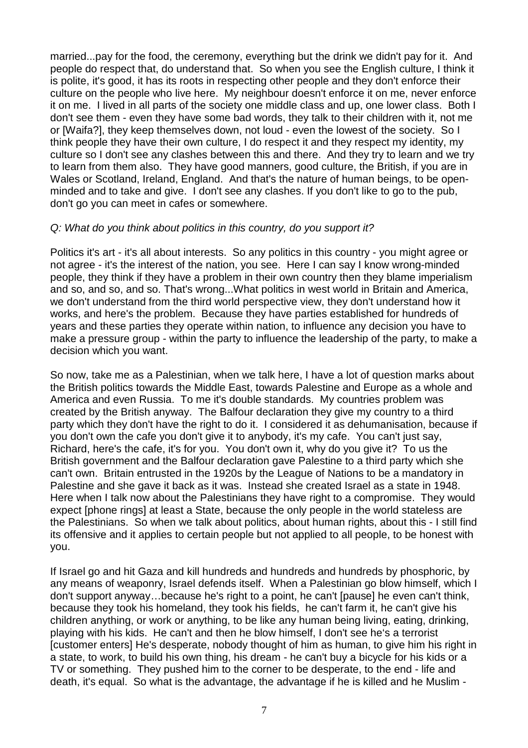married...pay for the food, the ceremony, everything but the drink we didn't pay for it. And people do respect that, do understand that. So when you see the English culture, I think it is polite, it's good, it has its roots in respecting other people and they don't enforce their culture on the people who live here. My neighbour doesn't enforce it on me, never enforce it on me. I lived in all parts of the society one middle class and up, one lower class. Both I don't see them - even they have some bad words, they talk to their children with it, not me or [Waifa?], they keep themselves down, not loud - even the lowest of the society. So I think people they have their own culture, I do respect it and they respect my identity, my culture so I don't see any clashes between this and there. And they try to learn and we try to learn from them also. They have good manners, good culture, the British, if you are in Wales or Scotland, Ireland, England. And that's the nature of human beings, to be open-minded and to take and give. I don't see any clashes. If you don't like to go to the pub, don't go you can meet in cafes or somewhere.

*Q: What do you think about politics in this country, do you support it?*

Politics it's art - it's all about interests. So any politics in this country - you might agree or not agree - it's the interest of the nation, you see. Here I can say I know wrong-minded people, they think if they have a problem in their own country then they blame imperialism and so, and so, and so. That's wrong...What politics in west world in Britain and America, we don't understand from the third world perspective view, they don't understand how it works, and here's the problem. Because they have parties established for hundreds of years and these parties they operate within nation, to influence any decision you have to make a pressure group - within the party to influence the leadership of the party, to make a decision which you want.

So now, take me as a Palestinian, when we talk here, I have a lot of question marks about the British politics towards the Middle East, towards Palestine and Europe as a whole and America and even Russia. To me it's double standards. My countries problem was created by the British anyway. The Balfour declaration they give my country to a third party which they don't have the right to do it. I considered it as dehumanisation, because if you don't own the cafe you don't give it to anybody, it's my cafe. You can't just say, Richard, here's the cafe, it's for you. You don't own it, why do you give it? To us the British government and the Balfour declaration gave Palestine to a third party which she can't own. Britain entrusted in the 1920s by the League of Nations to be a mandatory in Palestine and she gave it back as it was. Instead she created Israel as a state in 1948. Here when I talk now about the Palestinians they have right to a compromise. They would expect [phone rings] at least a State, because the only people in the world stateless are the Palestinians. So when we talk about politics, about human rights, about this - I still find its offensive and it applies to certain people but not applied to all people, to be honest with you.

If Israel go and hit Gaza and kill hundreds and hundreds and hundreds by phosphoric, by any means of weaponry, Israel defends itself. When a Palestinian go blow himself, which I don't support anyway…because he's right to a point, he can't [pause] he even can't think, because they took his homeland, they took his fields, he can't farm it, he can't give his children anything, or work or anything, to be like any human being living, eating, drinking, playing with his kids. He can't and then he blow himself, I don't see he's a terrorist [customer enters] He's desperate, nobody thought of him as human, to give him his right in a state, to work, to build his own thing, his dream - he can't buy a bicycle for his kids or a TV or something. They pushed him to the corner to be desperate, to the end - life and death, it's equal. So what is the advantage, the advantage if he is killed and he Muslim -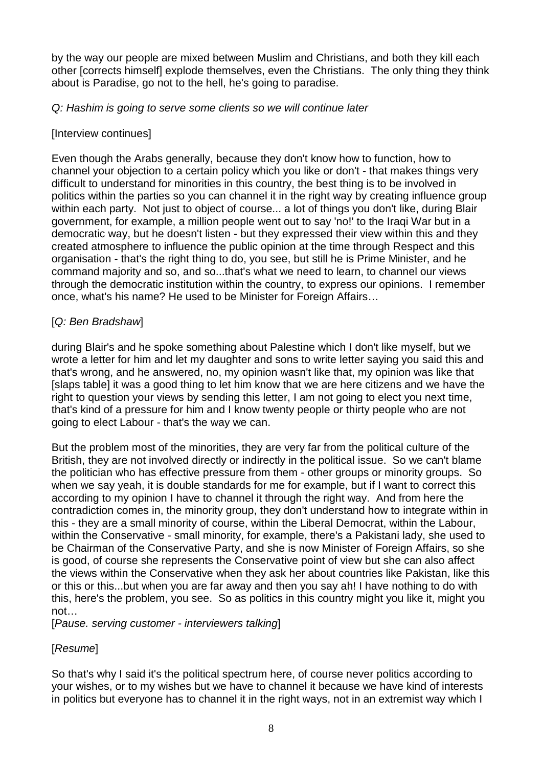by the way our people are mixed between Muslim and Christians, and both they kill each other [corrects himself] explode themselves, even the Christians. The only thing they think about is Paradise, go not to the hell, he's going to paradise.

*Q: Hashim is going to serve some clients so we will continue later*

[Interview continues]

Even though the Arabs generally, because they don't know how to function, how to channel your objection to a certain policy which you like or don't - that makes things very difficult to understand for minorities in this country, the best thing is to be involved in politics within the parties so you can channel it in the right way by creating influence group within each party. Not just to object of course... a lot of things you don't like, during Blair government, for example, a million people went out to say 'no!' to the Iraqi War but in a democratic way, but he doesn't listen - but they expressed their view within this and they created atmosphere to influence the public opinion at the time through Respect and this organisation - that's the right thing to do, you see, but still he is Prime Minister, and he command majority and so, and so...that's what we need to learn, to channel our views through the democratic institution within the country, to express our opinions. I remember once, what's his name? He used to be Minister for Foreign Affairs…

[*Q: Ben Bradshaw*]

during Blair's and he spoke something about Palestine which I don't like myself, but we wrote a letter for him and let my daughter and sons to write letter saying you said this and that's wrong, and he answered, no, my opinion wasn't like that, my opinion was like that [slaps table] it was a good thing to let him know that we are here citizens and we have the right to question your views by sending this letter, I am not going to elect you next time, that's kind of a pressure for him and I know twenty people or thirty people who are not going to elect Labour - that's the way we can.

But the problem most of the minorities, they are very far from the political culture of the British, they are not involved directly or indirectly in the political issue. So we can't blame the politician who has effective pressure from them - other groups or minority groups. So when we say yeah, it is double standards for me for example, but if I want to correct this according to my opinion I have to channel it through the right way. And from here the contradiction comes in, the minority group, they don't understand how to integrate within in this - they are a small minority of course, within the Liberal Democrat, within the Labour, within the Conservative - small minority, for example, there's a Pakistani lady, she used to be Chairman of the Conservative Party, and she is now Minister of Foreign Affairs, so she is good, of course she represents the Conservative point of view but she can also affect the views within the Conservative when they ask her about countries like Pakistan, like this or this or this...but when you are far away and then you say ah! I have nothing to do with this, here's the problem, you see. So as politics in this country might you like it, might you not…

[*Pause. serving customer - interviewers talking*]

[*Resume*]

So that's why I said it's the political spectrum here, of course never politics according to your wishes, or to my wishes but we have to channel it because we have kind of interests in politics but everyone has to channel it in the right ways, not in an extremist way which I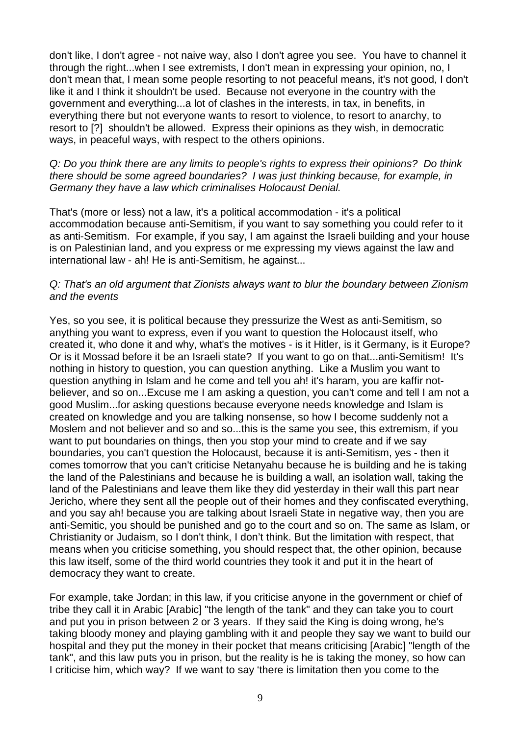don't like, I don't agree - not naive way, also I don't agree you see. You have to channel it through the right...when I see extremists, I don't mean in expressing your opinion, no, I don't mean that, I mean some people resorting to not peaceful means, it's not good, I don't like it and I think it shouldn't be used. Because not everyone in the country with the government and everything...a lot of clashes in the interests, in tax, in benefits, in everything there but not everyone wants to resort to violence, to resort to anarchy, to resort to [?] shouldn't be allowed. Express their opinions as they wish, in democratic ways, in peaceful ways, with respect to the others opinions.

*Q: Do you think there are any limits to people's rights to express their opinions? Do think there should be some agreed boundaries? I was just thinking because, for example, in Germany they have a law which criminalises Holocaust Denial.*

That's (more or less) not a law, it's a political accommodation - it's a political accommodation because anti-Semitism, if you want to say something you could refer to it as anti-Semitism. For example, if you say, I am against the Israeli building and your house is on Palestinian land, and you express or me expressing my views against the law and international law - ah! He is anti-Semitism, he against...

*Q: That's an old argument that Zionists always want to blur the boundary between Zionism and the events*

Yes, so you see, it is political because they pressurize the West as anti-Semitism, so anything you want to express, even if you want to question the Holocaust itself, who created it, who done it and why, what's the motives - is it Hitler, is it Germany, is it Europe? Or is it Mossad before it be an Israeli state? If you want to go on that...anti-Semitism! It's nothing in history to question, you can question anything. Like a Muslim you want to question anything in Islam and he come and tell you ah! it's haram, you are kaffir not-believer, and so on...Excuse me I am asking a question, you can't come and tell I am not a good Muslim...for asking questions because everyone needs knowledge and Islam is created on knowledge and you are talking nonsense, so how I become suddenly not a Moslem and not believer and so and so...this is the same you see, this extremism, if you want to put boundaries on things, then you stop your mind to create and if we say boundaries, you can't question the Holocaust, because it is anti-Semitism, yes - then it comes tomorrow that you can't criticise Netanyahu because he is building and he is taking the land of the Palestinians and because he is building a wall, an isolation wall, taking the land of the Palestinians and leave them like they did yesterday in their wall this part near Jericho, where they sent all the people out of their homes and they confiscated everything, and you say ah! because you are talking about Israeli State in negative way, then you are anti-Semitic, you should be punished and go to the court and so on. The same as Islam, or Christianity or Judaism, so I don't think, I don't think. But the limitation with respect, that means when you criticise something, you should respect that, the other opinion, because this law itself, some of the third world countries they took it and put it in the heart of democracy they want to create.

For example, take Jordan; in this law, if you criticise anyone in the government or chief of tribe they call it in Arabic [Arabic] "the length of the tank" and they can take you to court and put you in prison between 2 or 3 years. If they said the King is doing wrong, he's taking bloody money and playing gambling with it and people they say we want to build our hospital and they put the money in their pocket that means criticising [Arabic] "length of the tank", and this law puts you in prison, but the reality is he is taking the money, so how can I criticise him, which way? If we want to say 'there is limitation then you come to the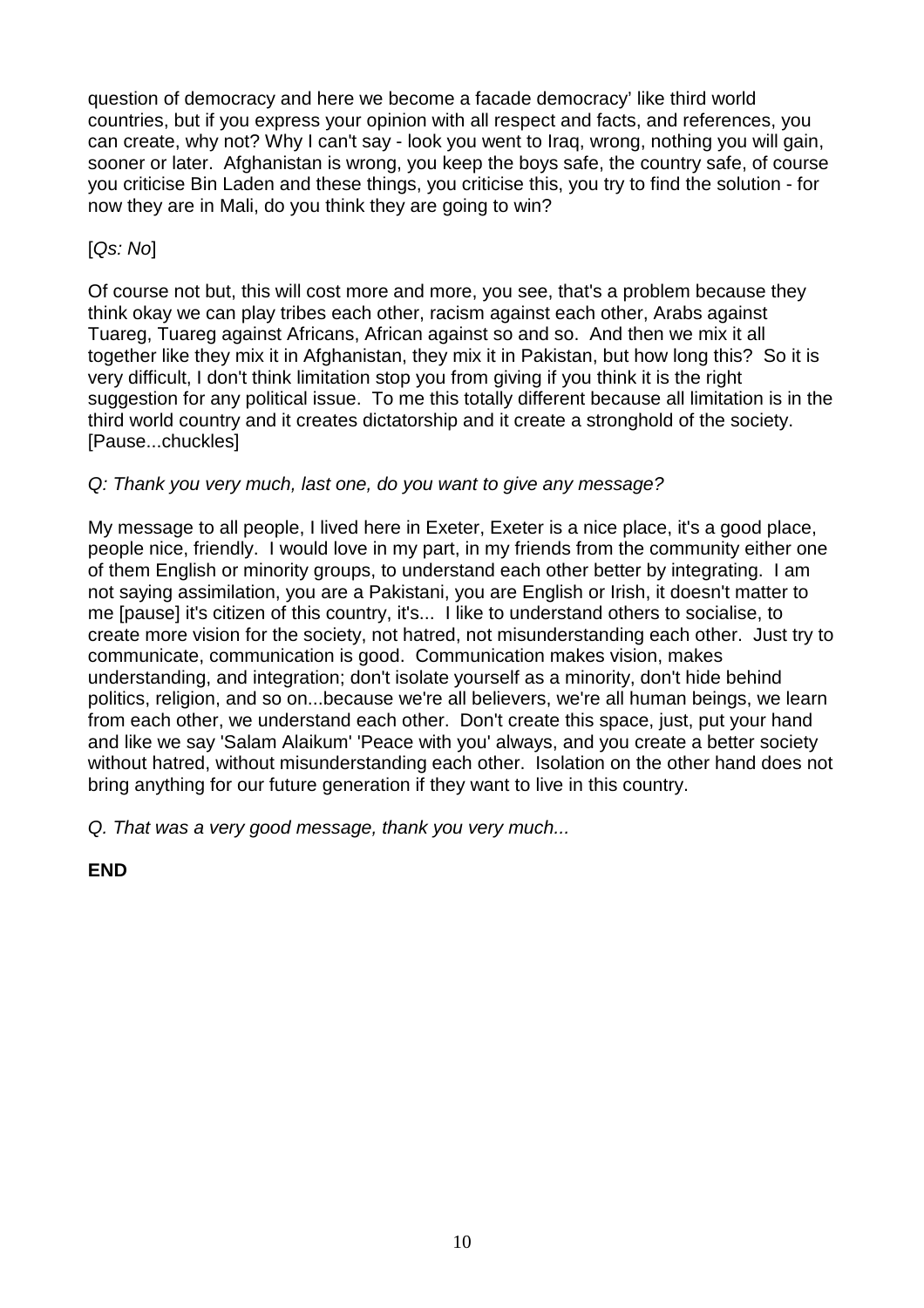question of democracy and here we become a facade democracy' like third world countries, but if you express your opinion with all respect and facts, and references, you can create, why not? Why I can't say - look you went to Iraq, wrong, nothing you will gain, sooner or later. Afghanistan is wrong, you keep the boys safe, the country safe, of course you criticise Bin Laden and these things, you criticise this, you try to find the solution - for now they are in Mali, do you think they are going to win?

[*Qs: No*]

Of course not but, this will cost more and more, you see, that's a problem because they think okay we can play tribes each other, racism against each other, Arabs against Tuareg, Tuareg against Africans, African against so and so. And then we mix it all together like they mix it in Afghanistan, they mix it in Pakistan, but how long this? So it is very difficult, I don't think limitation stop you from giving if you think it is the right suggestion for any political issue. To me this totally different because all limitation is in the third world country and it creates dictatorship and it create a stronghold of the society. [Pause...chuckles]

*Q: Thank you very much, last one, do you want to give any message?*

My message to all people, I lived here in Exeter, Exeter is a nice place, it's a good place, people nice, friendly. I would love in my part, in my friends from the community either one of them English or minority groups, to understand each other better by integrating. I am not saying assimilation, you are a Pakistani, you are English or Irish, it doesn't matter to me [pause] it's citizen of this country, it's... I like to understand others to socialise, to create more vision for the society, not hatred, not misunderstanding each other. Just try to communicate, communication is good. Communication makes vision, makes understanding, and integration; don't isolate yourself as a minority, don't hide behind politics, religion, and so on...because we're all believers, we're all human beings, we learn from each other, we understand each other. Don't create this space, just, put your hand and like we say 'Salam Alaikum' 'Peace with you' always, and you create a better society without hatred, without misunderstanding each other. Isolation on the other hand does not bring anything for our future generation if they want to live in this country.

*Q. That was a very good message, thank you very much...*

**END**